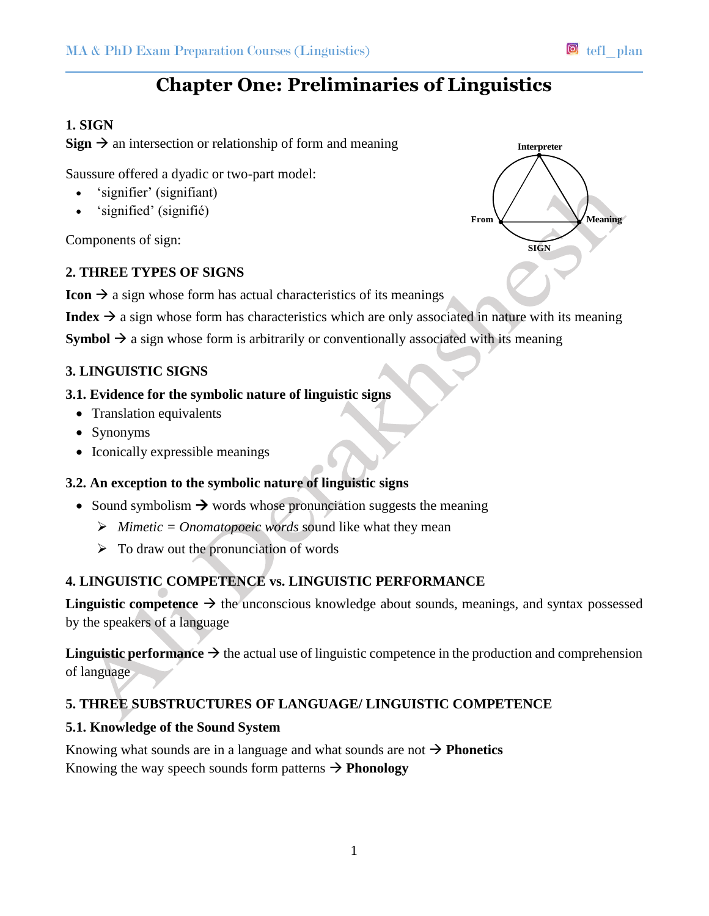# Chapter One: Preliminaries of Linguistics

## 1. SIGN

**Sign** → an intersection or relationship of form and meaning

Saussure offered a dyadic or two-part model:

- 'signifier' (signifiant)
- 'signified' (signifié)

Components of sign:

Interpreter

From

Meaning

SIGN

## 2. THREE TYPES OF SIGNS

**Icon** → a sign whose form has actual characteristics of its meanings

**Index** → a sign whose form has characteristics which are only associated in nature with its meaning

**Symbol** → a sign whose form is arbitrarily or conventionally associated with its meaning

## 3. LINGUISTIC SIGNS

### 3.1. Evidence for the symbolic nature of linguistic signs

- Translation equivalents
- Synonyms
- Iconically expressible meanings

### 3.2. An exception to the symbolic nature of linguistic signs

- Sound symbolism → words whose pronunciation suggests the meaning
  - *Mimetic* = *Onomatopoeic words* sound like what they mean
  - To draw out the pronunciation of words

## 4. LINGUISTIC COMPETENCE vs. LINGUISTIC PERFORMANCE

**Linguistic competence** → the unconscious knowledge about sounds, meanings, and syntax possessed by the speakers of a language

**Linguistic performance** → the actual use of linguistic competence in the production and comprehension of language

## 5. THREE SUBSTRUCTURES OF LANGUAGE/ LINGUISTIC COMPETENCE

### 5.1. Knowledge of the Sound System

Knowing what sounds are in a language and what sounds are not → **Phonetics**
Knowing the way speech sounds form patterns → **Phonology**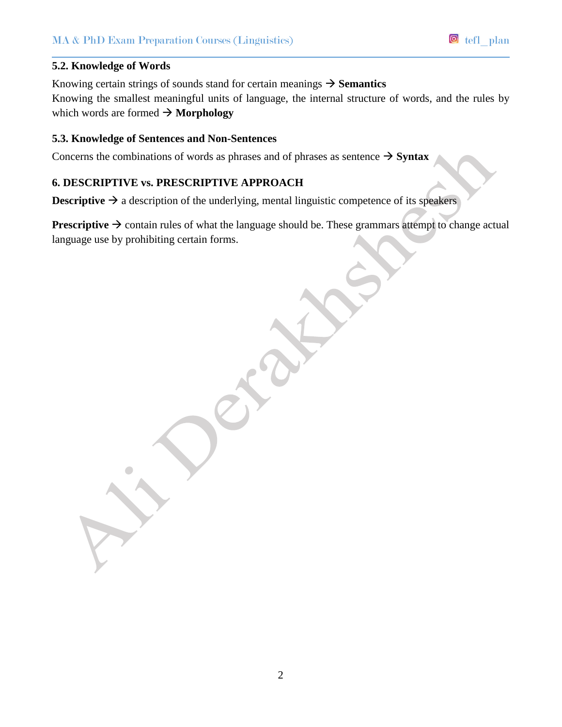### 5.2. Knowledge of Words

Knowing certain strings of sounds stand for certain meanings → **Semantics**

Knowing the smallest meaningful units of language, the internal structure of words, and the rules by which words are formed → **Morphology**

### 5.3. Knowledge of Sentences and Non-Sentences

Concerns the combinations of words as phrases and of phrases as sentence → **Syntax**

## 6. DESCRIPTIVE vs. PRESCRIPTIVE APPROACH

**Descriptive** → a description of the underlying, mental linguistic competence of its speakers

**Prescriptive** → contain rules of what the language should be. These grammars attempt to change actual language use by prohibiting certain forms.